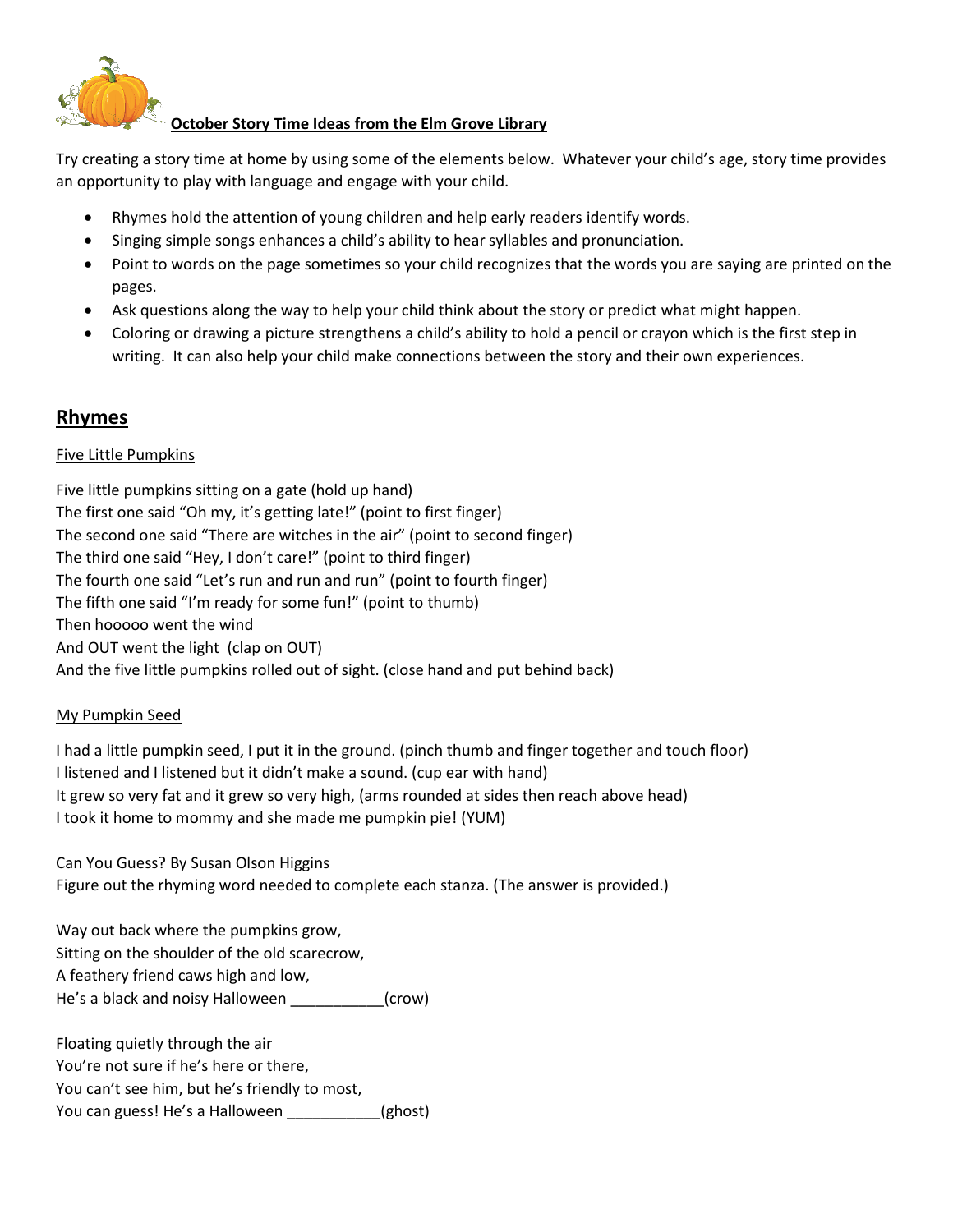# October Story Time Ideas from the Elm Grove Library

Try creating a story time at home by using some of the elements below. Whatever your child's age, story time provides an opportunity to play with language and engage with your child.

- Rhymes hold the attention of young children and help early readers identify words.
- Singing simple songs enhances a child's ability to hear syllables and pronunciation.
- Point to words on the page sometimes so your child recognizes that the words you are saying are printed on the pages.
- Ask questions along the way to help your child think about the story or predict what might happen.
- Coloring or drawing a picture strengthens a child's ability to hold a pencil or crayon which is the first step in writing. It can also help your child make connections between the story and their own experiences.

## Rhymes

### Five Little Pumpkins

Five little pumpkins sitting on a gate (hold up hand)
The first one said "Oh my, it's getting late!" (point to first finger)
The second one said "There are witches in the air" (point to second finger)
The third one said "Hey, I don't care!" (point to third finger)
The fourth one said "Let's run and run and run" (point to fourth finger)
The fifth one said "I'm ready for some fun!" (point to thumb)
Then hooooo went the wind
And OUT went the light (clap on OUT)
And the five little pumpkins rolled out of sight. (close hand and put behind back)

### My Pumpkin Seed

I had a little pumpkin seed, I put it in the ground. (pinch thumb and finger together and touch floor)
I listened and I listened but it didn't make a sound. (cup ear with hand)
It grew so very fat and it grew so very high, (arms rounded at sides then reach above head)
I took it home to mommy and she made me pumpkin pie! (YUM)

### Can You Guess? By Susan Olson Higgins

Figure out the rhyming word needed to complete each stanza. (The answer is provided.)

Way out back where the pumpkins grow,
Sitting on the shoulder of the old scarecrow,
A feathery friend caws high and low,
He's a black and noisy Halloween ___________(crow)

Floating quietly through the air
You're not sure if he's here or there,
You can't see him, but he's friendly to most,
You can guess! He's a Halloween ___________(ghost)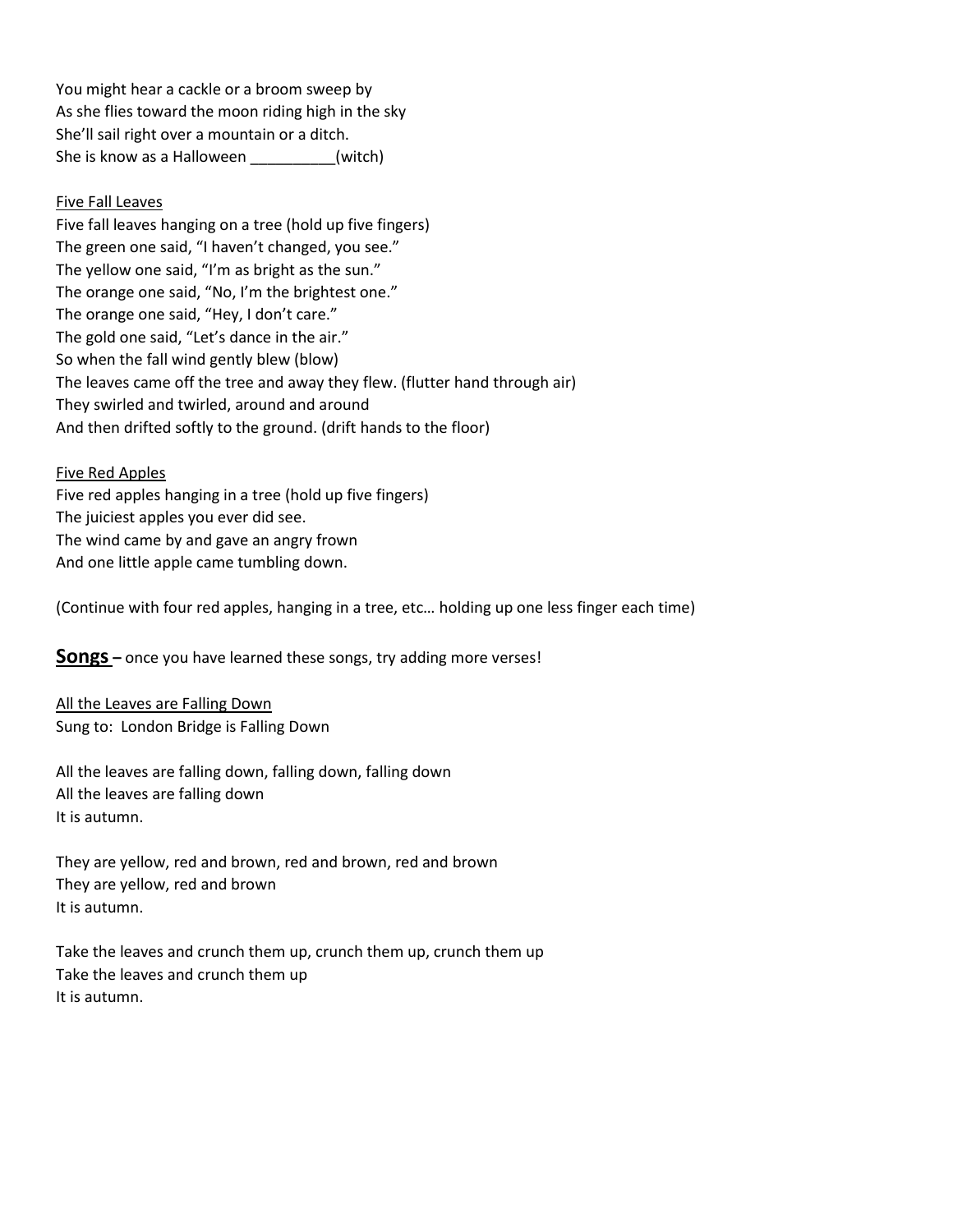You might hear a cackle or a broom sweep by
As she flies toward the moon riding high in the sky
She'll sail right over a mountain or a ditch.
She is know as a Halloween __________(witch)

<u>Five Fall Leaves</u>
Five fall leaves hanging on a tree (hold up five fingers)
The green one said, "I haven't changed, you see."
The yellow one said, "I'm as bright as the sun."
The orange one said, "No, I'm the brightest one."
The orange one said, "Hey, I don't care."
The gold one said, "Let's dance in the air."
So when the fall wind gently blew (blow)
The leaves came off the tree and away they flew. (flutter hand through air)
They swirled and twirled, around and around
And then drifted softly to the ground. (drift hands to the floor)

<u>Five Red Apples</u>
Five red apples hanging in a tree (hold up five fingers)
The juiciest apples you ever did see.
The wind came by and gave an angry frown
And one little apple came tumbling down.

(Continue with four red apples, hanging in a tree, etc… holding up one less finger each time)

**Songs** – once you have learned these songs, try adding more verses!

<u>All the Leaves are Falling Down</u>
Sung to: London Bridge is Falling Down

All the leaves are falling down, falling down, falling down
All the leaves are falling down
It is autumn.

They are yellow, red and brown, red and brown, red and brown
They are yellow, red and brown
It is autumn.

Take the leaves and crunch them up, crunch them up, crunch them up
Take the leaves and crunch them up
It is autumn.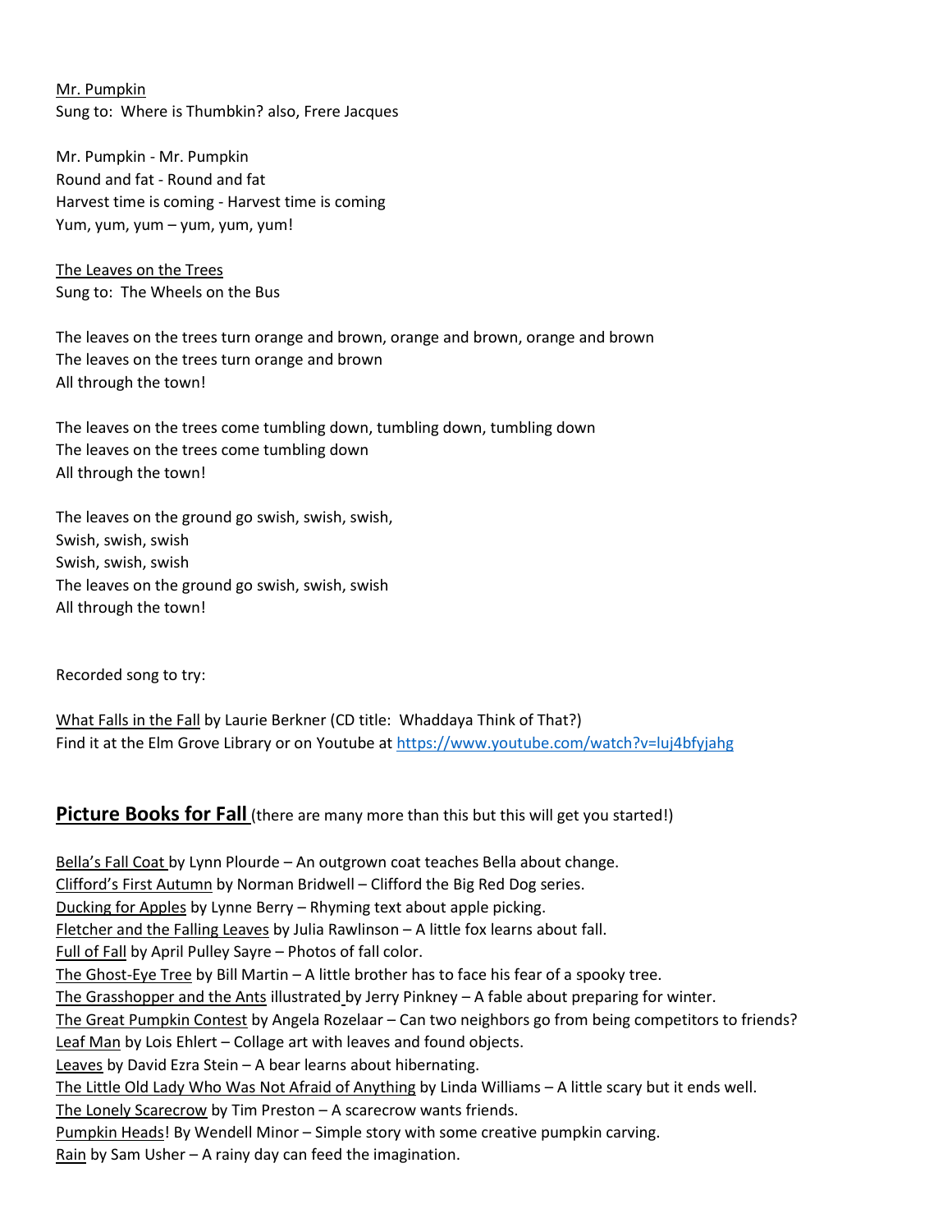Mr. Pumpkin
Sung to: Where is Thumbkin? also, Frere Jacques

Mr. Pumpkin - Mr. Pumpkin
Round and fat - Round and fat
Harvest time is coming - Harvest time is coming
Yum, yum, yum – yum, yum, yum!

The Leaves on the Trees
Sung to: The Wheels on the Bus

The leaves on the trees turn orange and brown, orange and brown, orange and brown
The leaves on the trees turn orange and brown
All through the town!

The leaves on the trees come tumbling down, tumbling down, tumbling down
The leaves on the trees come tumbling down
All through the town!

The leaves on the ground go swish, swish, swish,
Swish, swish, swish
Swish, swish, swish
The leaves on the ground go swish, swish, swish
All through the town!

Recorded song to try:

What Falls in the Fall by Laurie Berkner (CD title: Whaddaya Think of That?)
Find it at the Elm Grove Library or on Youtube at https://www.youtube.com/watch?v=luj4bfyjahg

**Picture Books for Fall** (there are many more than this but this will get you started!)

Bella's Fall Coat by Lynn Plourde – An outgrown coat teaches Bella about change.
Clifford's First Autumn by Norman Bridwell – Clifford the Big Red Dog series.
Ducking for Apples by Lynne Berry – Rhyming text about apple picking.
Fletcher and the Falling Leaves by Julia Rawlinson – A little fox learns about fall.
Full of Fall by April Pulley Sayre – Photos of fall color.
The Ghost-Eye Tree by Bill Martin – A little brother has to face his fear of a spooky tree.
The Grasshopper and the Ants illustrated by Jerry Pinkney – A fable about preparing for winter.
The Great Pumpkin Contest by Angela Rozelaar – Can two neighbors go from being competitors to friends?
Leaf Man by Lois Ehlert – Collage art with leaves and found objects.
Leaves by David Ezra Stein – A bear learns about hibernating.
The Little Old Lady Who Was Not Afraid of Anything by Linda Williams – A little scary but it ends well.
The Lonely Scarecrow by Tim Preston – A scarecrow wants friends.
Pumpkin Heads! By Wendell Minor – Simple story with some creative pumpkin carving.
Rain by Sam Usher – A rainy day can feed the imagination.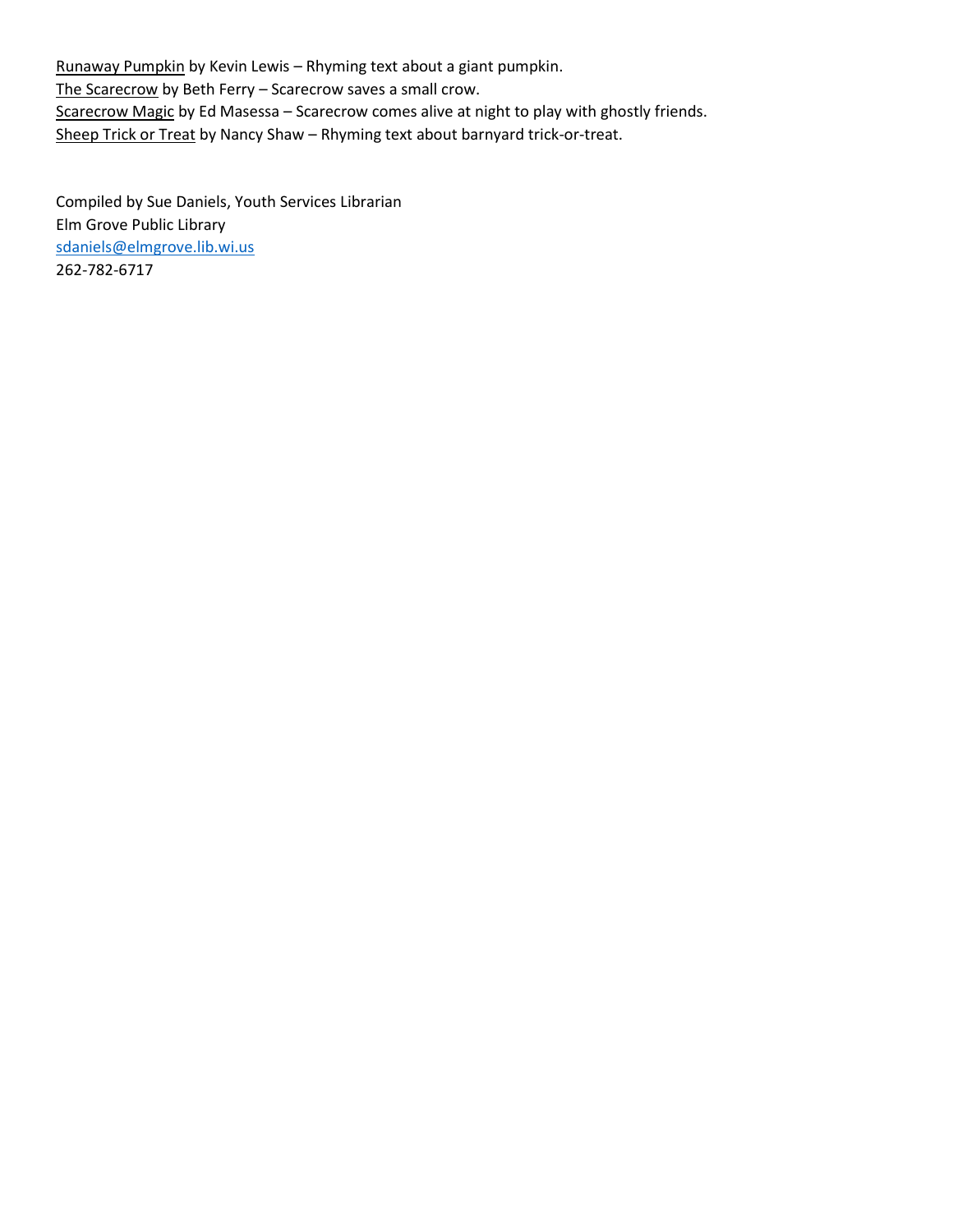Runaway Pumpkin by Kevin Lewis – Rhyming text about a giant pumpkin.
The Scarecrow by Beth Ferry – Scarecrow saves a small crow.
Scarecrow Magic by Ed Masessa – Scarecrow comes alive at night to play with ghostly friends.
Sheep Trick or Treat by Nancy Shaw – Rhyming text about barnyard trick-or-treat.

Compiled by Sue Daniels, Youth Services Librarian
Elm Grove Public Library
sdaniels@elmgrove.lib.wi.us
262-782-6717